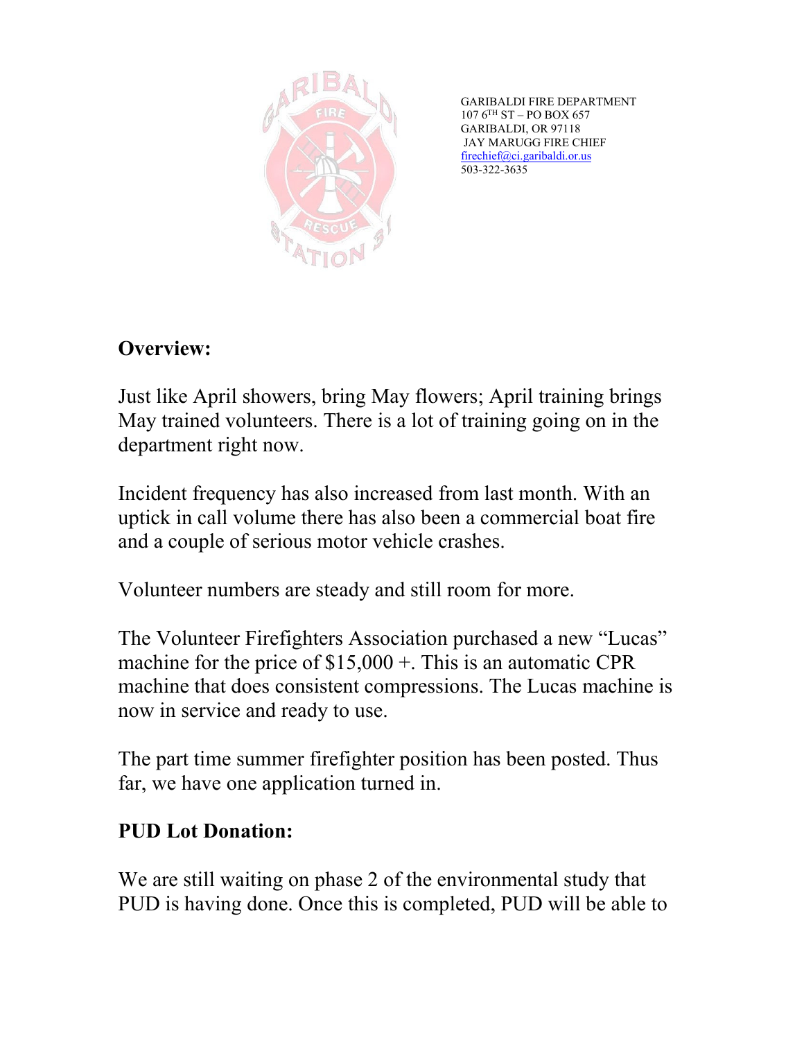GARIBALDI FIRE DEPARTMENT
107 6TH ST – PO BOX 657
GARIBALDI, OR 97118
JAY MARUGG FIRE CHIEF
firechief@ci.garibaldi.or.us
503-322-3635

## Overview:

Just like April showers, bring May flowers; April training brings May trained volunteers. There is a lot of training going on in the department right now.

Incident frequency has also increased from last month. With an uptick in call volume there has also been a commercial boat fire and a couple of serious motor vehicle crashes.

Volunteer numbers are steady and still room for more.

The Volunteer Firefighters Association purchased a new "Lucas" machine for the price of $15,000 +. This is an automatic CPR machine that does consistent compressions. The Lucas machine is now in service and ready to use.

The part time summer firefighter position has been posted. Thus far, we have one application turned in.

## PUD Lot Donation:

We are still waiting on phase 2 of the environmental study that PUD is having done. Once this is completed, PUD will be able to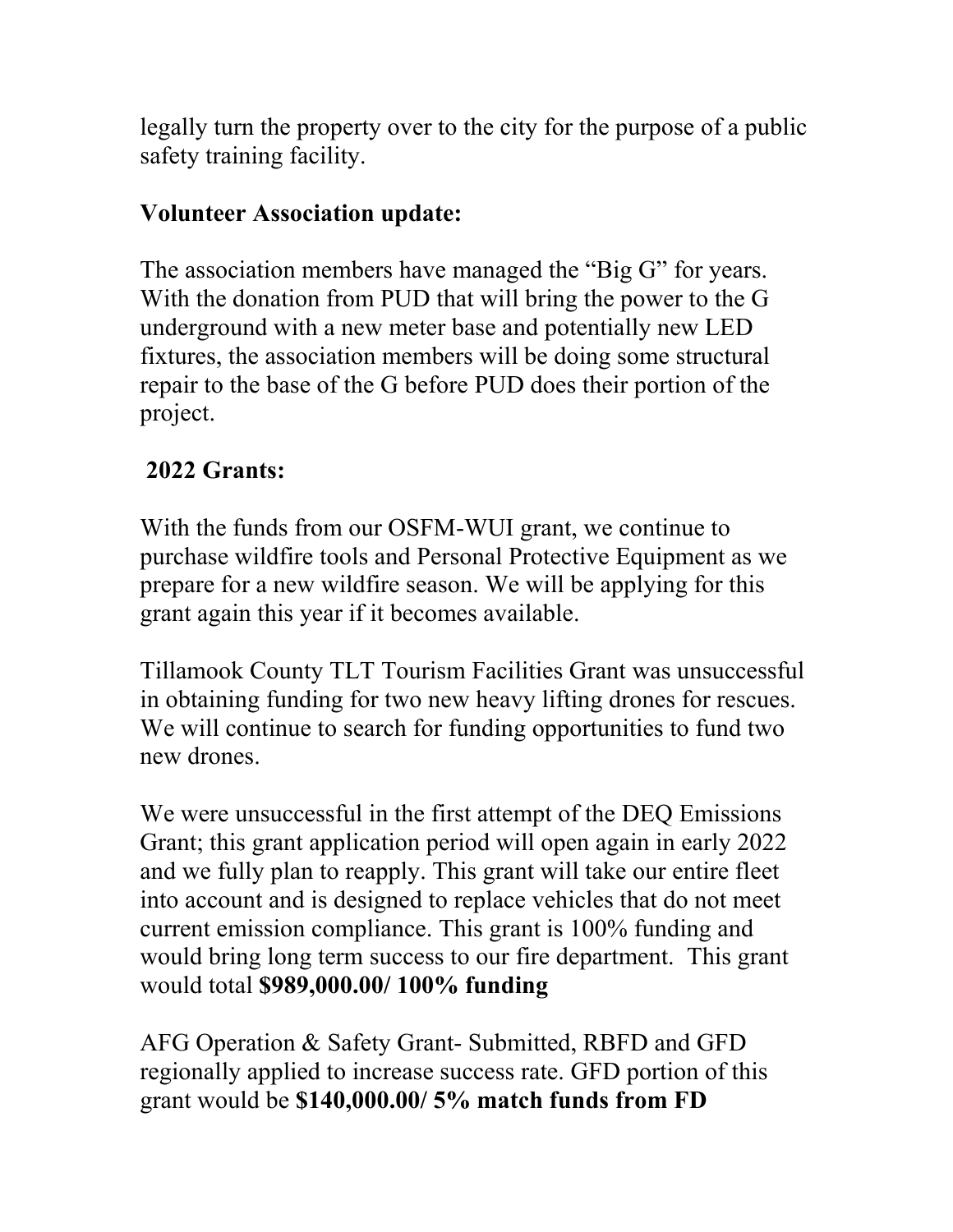legally turn the property over to the city for the purpose of a public safety training facility.

**Volunteer Association update:**

The association members have managed the "Big G" for years. With the donation from PUD that will bring the power to the G underground with a new meter base and potentially new LED fixtures, the association members will be doing some structural repair to the base of the G before PUD does their portion of the project.

**2022 Grants:**

With the funds from our OSFM-WUI grant, we continue to purchase wildfire tools and Personal Protective Equipment as we prepare for a new wildfire season. We will be applying for this grant again this year if it becomes available.

Tillamook County TLT Tourism Facilities Grant was unsuccessful in obtaining funding for two new heavy lifting drones for rescues. We will continue to search for funding opportunities to fund two new drones.

We were unsuccessful in the first attempt of the DEQ Emissions Grant; this grant application period will open again in early 2022 and we fully plan to reapply. This grant will take our entire fleet into account and is designed to replace vehicles that do not meet current emission compliance. This grant is 100% funding and would bring long term success to our fire department. This grant would total **$989,000.00/ 100% funding**

AFG Operation & Safety Grant- Submitted, RBFD and GFD regionally applied to increase success rate. GFD portion of this grant would be **$140,000.00/ 5% match funds from FD**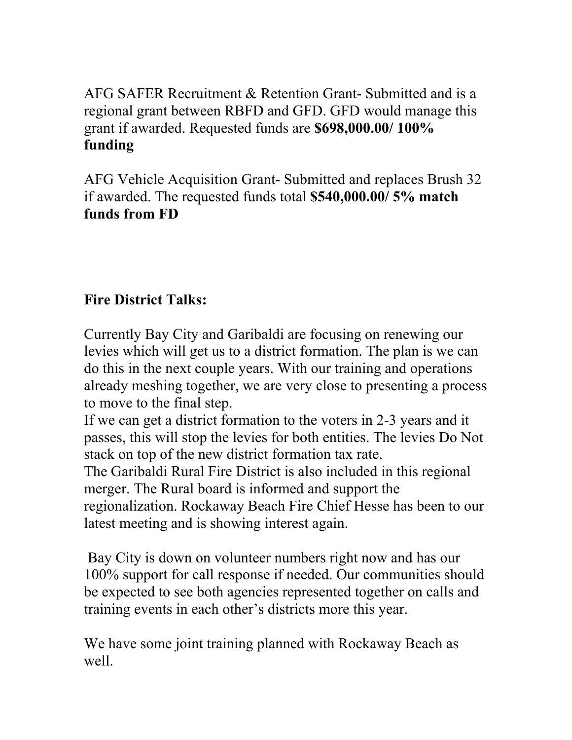AFG SAFER Recruitment & Retention Grant- Submitted and is a regional grant between RBFD and GFD. GFD would manage this grant if awarded. Requested funds are **$698,000.00/ 100% funding**

AFG Vehicle Acquisition Grant- Submitted and replaces Brush 32 if awarded. The requested funds total **$540,000.00/ 5% match funds from FD**

**Fire District Talks:**

Currently Bay City and Garibaldi are focusing on renewing our levies which will get us to a district formation. The plan is we can do this in the next couple years. With our training and operations already meshing together, we are very close to presenting a process to move to the final step.
If we can get a district formation to the voters in 2-3 years and it passes, this will stop the levies for both entities. The levies Do Not stack on top of the new district formation tax rate.
The Garibaldi Rural Fire District is also included in this regional merger. The Rural board is informed and support the regionalization. Rockaway Beach Fire Chief Hesse has been to our latest meeting and is showing interest again.

Bay City is down on volunteer numbers right now and has our 100% support for call response if needed. Our communities should be expected to see both agencies represented together on calls and training events in each other's districts more this year.

We have some joint training planned with Rockaway Beach as well.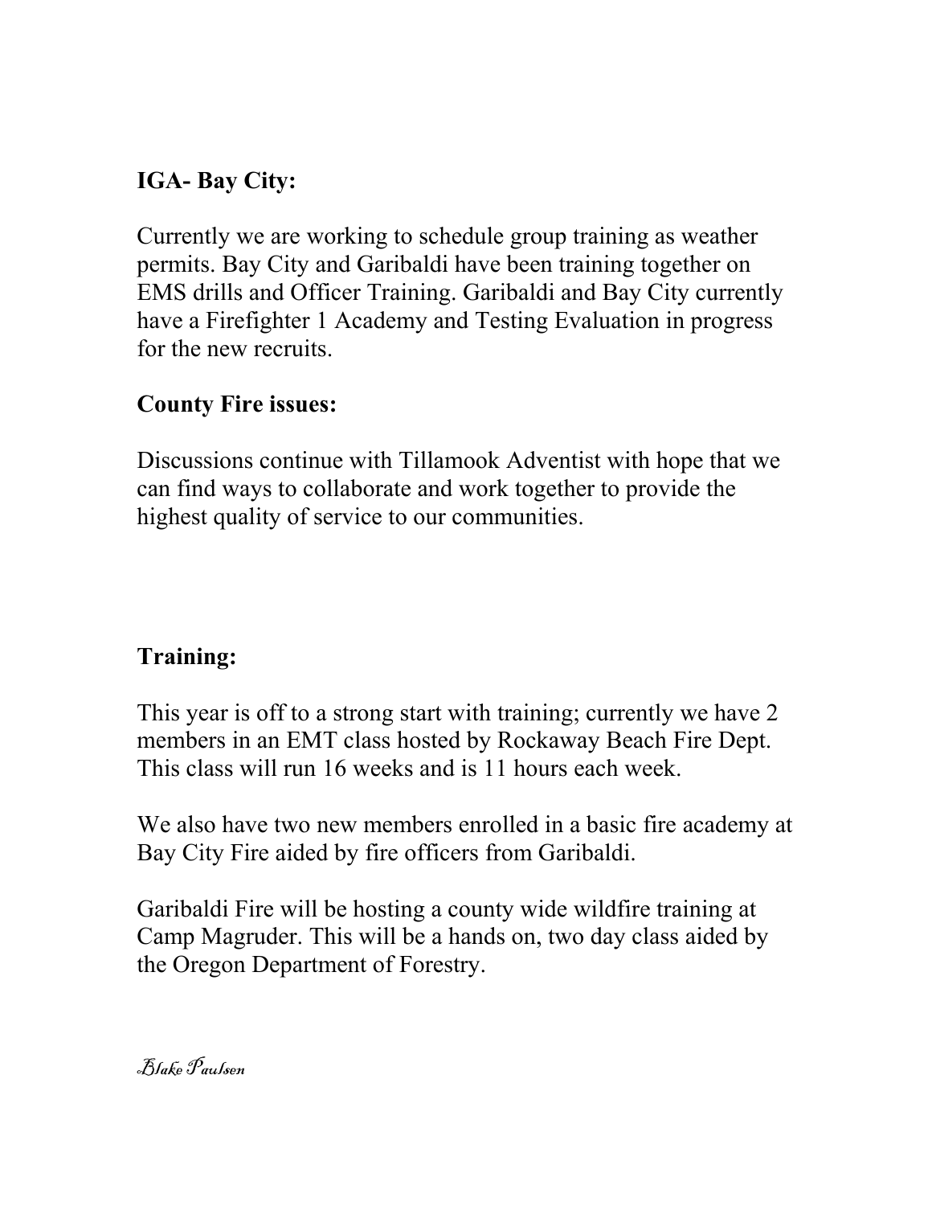**IGA- Bay City:**

Currently we are working to schedule group training as weather permits. Bay City and Garibaldi have been training together on EMS drills and Officer Training. Garibaldi and Bay City currently have a Firefighter 1 Academy and Testing Evaluation in progress for the new recruits.

**County Fire issues:**

Discussions continue with Tillamook Adventist with hope that we can find ways to collaborate and work together to provide the highest quality of service to our communities.

**Training:**

This year is off to a strong start with training; currently we have 2 members in an EMT class hosted by Rockaway Beach Fire Dept. This class will run 16 weeks and is 11 hours each week.

We also have two new members enrolled in a basic fire academy at Bay City Fire aided by fire officers from Garibaldi.

Garibaldi Fire will be hosting a county wide wildfire training at Camp Magruder. This will be a hands on, two day class aided by the Oregon Department of Forestry.

*Blake Paulsen*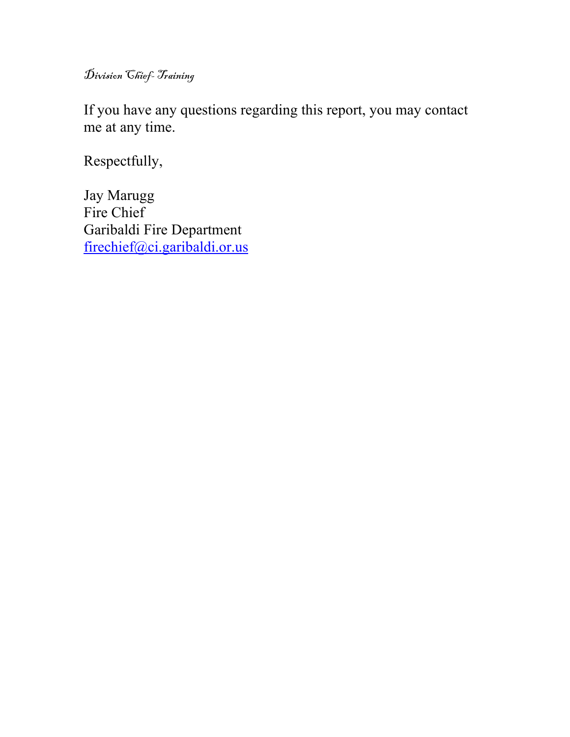*Division Chief- Training*

If you have any questions regarding this report, you may contact me at any time.

Respectfully,

Jay Marugg  
Fire Chief  
Garibaldi Fire Department  
firechief@ci.garibaldi.or.us